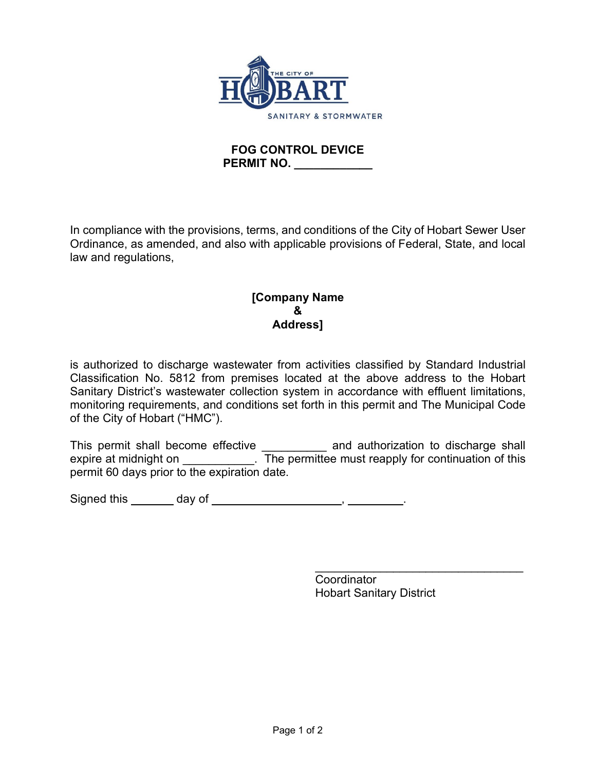# FOG CONTROL DEVICE
## PERMIT NO. ____________

In compliance with the provisions, terms, and conditions of the City of Hobart Sewer User Ordinance, as amended, and also with applicable provisions of Federal, State, and local law and regulations,

**[Company Name**
**&**
**Address]**

is authorized to discharge wastewater from activities classified by Standard Industrial Classification No. 5812 from premises located at the above address to the Hobart Sanitary District's wastewater collection system in accordance with effluent limitations, monitoring requirements, and conditions set forth in this permit and The Municipal Code of the City of Hobart ("HMC").

This permit shall become effective __________ and authorization to discharge shall expire at midnight on ___________. The permittee must reapply for continuation of this permit 60 days prior to the expiration date.

Signed this _______ day of ____________________, _________.

_________________________________
Coordinator
Hobart Sanitary District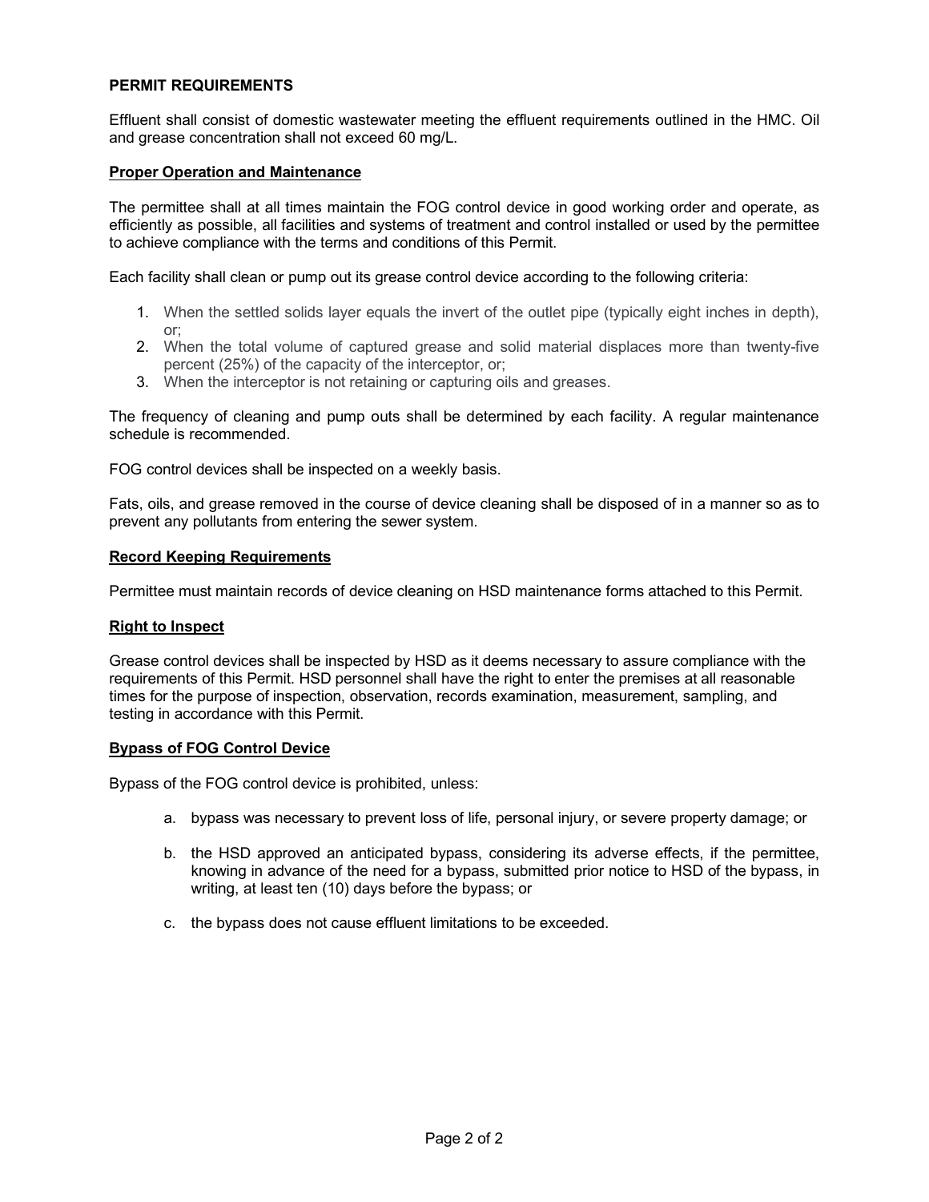## PERMIT REQUIREMENTS

Effluent shall consist of domestic wastewater meeting the effluent requirements outlined in the HMC. Oil and grease concentration shall not exceed 60 mg/L.

### Proper Operation and Maintenance

The permittee shall at all times maintain the FOG control device in good working order and operate, as efficiently as possible, all facilities and systems of treatment and control installed or used by the permittee to achieve compliance with the terms and conditions of this Permit.

Each facility shall clean or pump out its grease control device according to the following criteria:

1. When the settled solids layer equals the invert of the outlet pipe (typically eight inches in depth), or;
2. When the total volume of captured grease and solid material displaces more than twenty-five percent (25%) of the capacity of the interceptor, or;
3. When the interceptor is not retaining or capturing oils and greases.

The frequency of cleaning and pump outs shall be determined by each facility. A regular maintenance schedule is recommended.

FOG control devices shall be inspected on a weekly basis.

Fats, oils, and grease removed in the course of device cleaning shall be disposed of in a manner so as to prevent any pollutants from entering the sewer system.

### Record Keeping Requirements

Permittee must maintain records of device cleaning on HSD maintenance forms attached to this Permit.

### Right to Inspect

Grease control devices shall be inspected by HSD as it deems necessary to assure compliance with the requirements of this Permit. HSD personnel shall have the right to enter the premises at all reasonable times for the purpose of inspection, observation, records examination, measurement, sampling, and testing in accordance with this Permit.

### Bypass of FOG Control Device

Bypass of the FOG control device is prohibited, unless:

a. bypass was necessary to prevent loss of life, personal injury, or severe property damage; or

b. the HSD approved an anticipated bypass, considering its adverse effects, if the permittee, knowing in advance of the need for a bypass, submitted prior notice to HSD of the bypass, in writing, at least ten (10) days before the bypass; or

c. the bypass does not cause effluent limitations to be exceeded.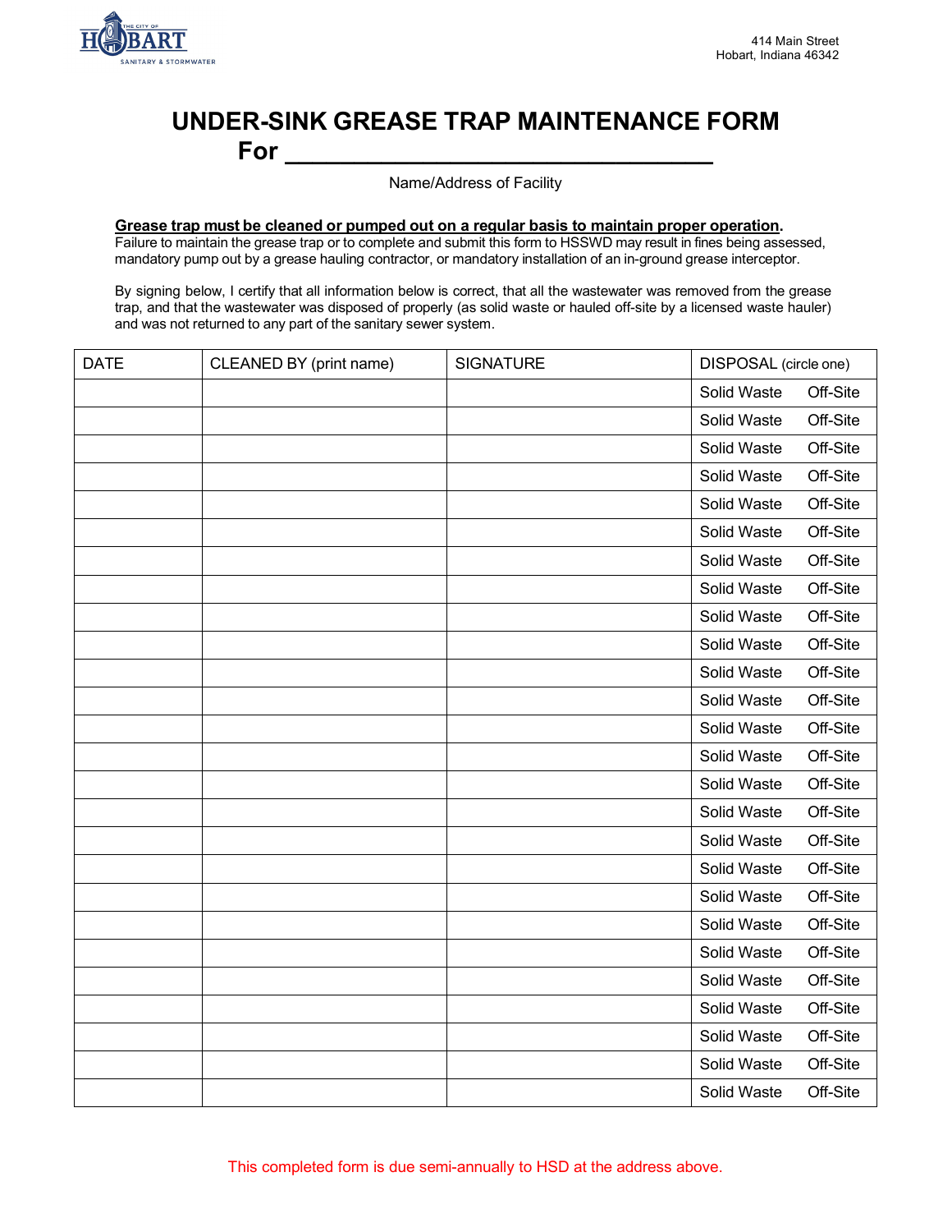THE CITY OF HOBART
SANITARY & STORMWATER

414 Main Street
Hobart, Indiana 46342

# UNDER-SINK GREASE TRAP MAINTENANCE FORM

## For ________________________________

Name/Address of Facility

**Grease trap must be cleaned or pumped out on a regular basis to maintain proper operation.**
Failure to maintain the grease trap or to complete and submit this form to HSSWD may result in fines being assessed, mandatory pump out by a grease hauling contractor, or mandatory installation of an in-ground grease interceptor.

By signing below, I certify that all information below is correct, that all the wastewater was removed from the grease trap, and that the wastewater was disposed of properly (as solid waste or hauled off-site by a licensed waste hauler) and was not returned to any part of the sanitary sewer system.

| DATE | CLEANED BY (print name) | SIGNATURE | DISPOSAL (circle one) |
|---|---|---|---|
| | | | Solid Waste Off-Site |
| | | | Solid Waste Off-Site |
| | | | Solid Waste Off-Site |
| | | | Solid Waste Off-Site |
| | | | Solid Waste Off-Site |
| | | | Solid Waste Off-Site |
| | | | Solid Waste Off-Site |
| | | | Solid Waste Off-Site |
| | | | Solid Waste Off-Site |
| | | | Solid Waste Off-Site |
| | | | Solid Waste Off-Site |
| | | | Solid Waste Off-Site |
| | | | Solid Waste Off-Site |
| | | | Solid Waste Off-Site |
| | | | Solid Waste Off-Site |
| | | | Solid Waste Off-Site |
| | | | Solid Waste Off-Site |
| | | | Solid Waste Off-Site |
| | | | Solid Waste Off-Site |
| | | | Solid Waste Off-Site |
| | | | Solid Waste Off-Site |
| | | | Solid Waste Off-Site |
| | | | Solid Waste Off-Site |
| | | | Solid Waste Off-Site |
| | | | Solid Waste Off-Site |
| | | | Solid Waste Off-Site |

This completed form is due semi-annually to HSD at the address above.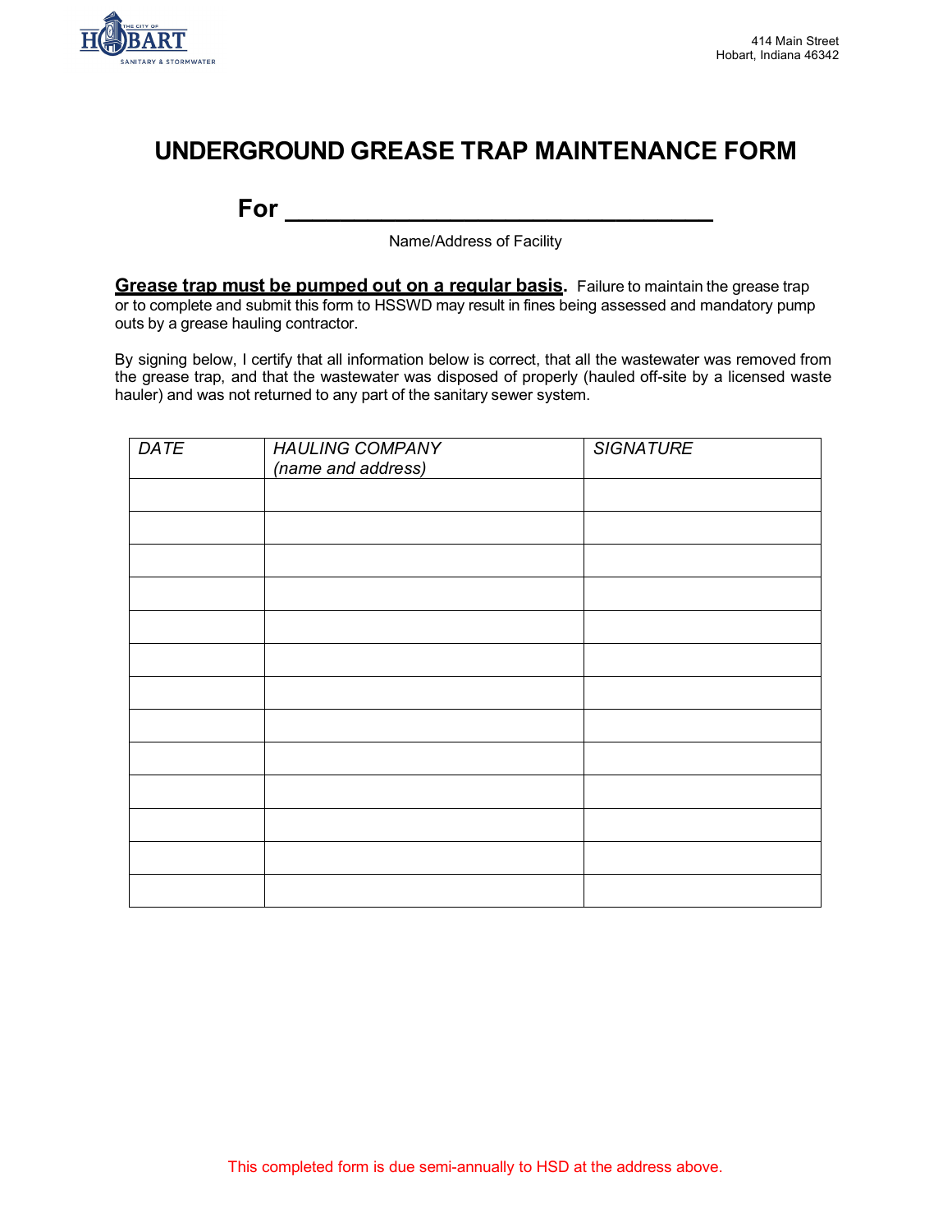THE CITY OF HOBART
SANITARY & STORMWATER

414 Main Street
Hobart, Indiana 46342

# UNDERGROUND GREASE TRAP MAINTENANCE FORM

## For ________________________________

Name/Address of Facility

**Grease trap must be pumped out on a regular basis.** Failure to maintain the grease trap or to complete and submit this form to HSSWD may result in fines being assessed and mandatory pump outs by a grease hauling contractor.

By signing below, I certify that all information below is correct, that all the wastewater was removed from the grease trap, and that the wastewater was disposed of properly (hauled off-site by a licensed waste hauler) and was not returned to any part of the sanitary sewer system.

| *DATE* | *HAULING COMPANY (name and address)* | *SIGNATURE* |
|---|---|---|
| | | |
| | | |
| | | |
| | | |
| | | |
| | | |
| | | |
| | | |
| | | |
| | | |
| | | |
| | | |
| | | |

This completed form is due semi-annually to HSD at the address above.